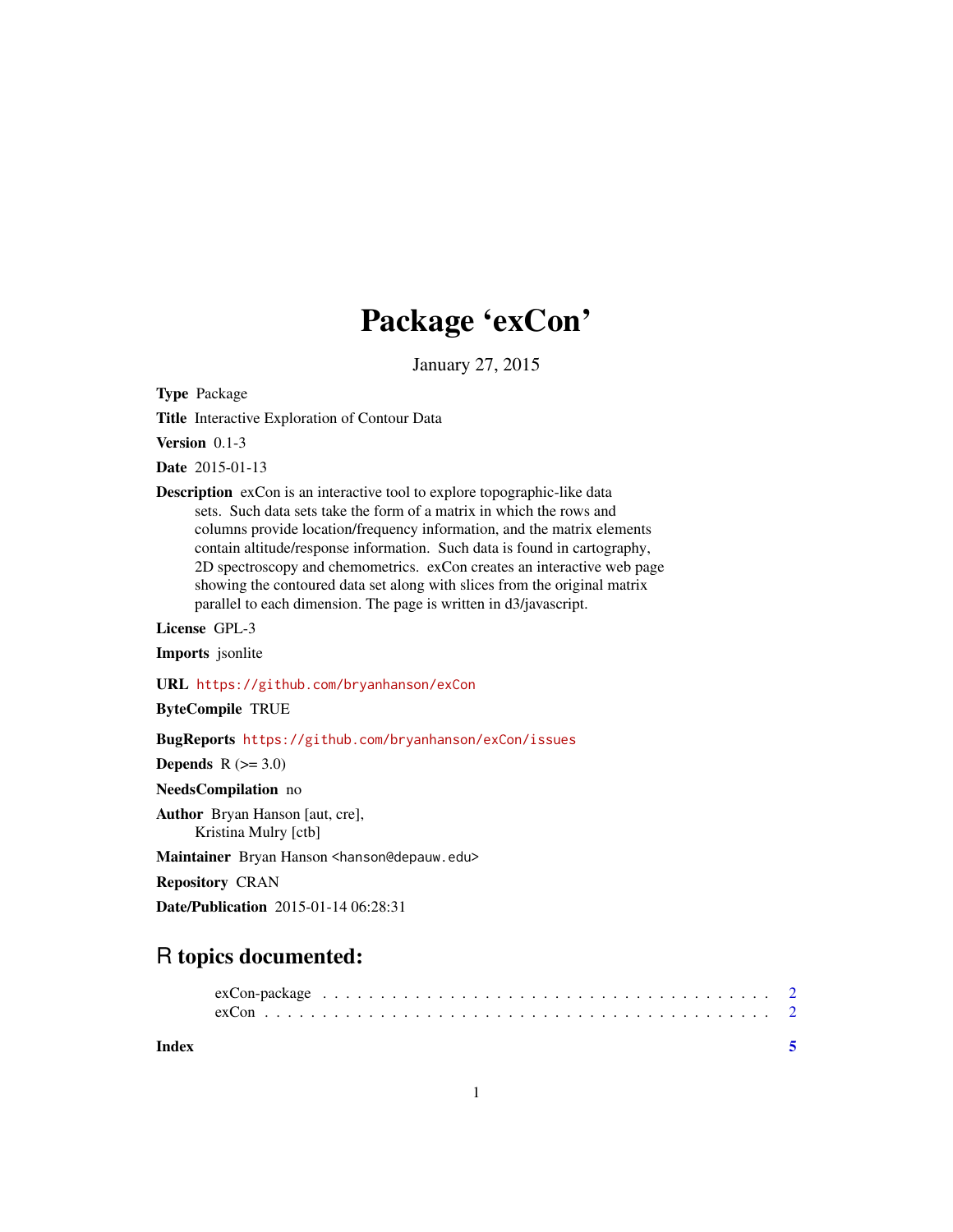# Package 'exCon'

January 27, 2015

**Type** Package

**Title** Interactive Exploration of Contour Data

**Version** 0.1-3

**Date** 2015-01-13

**Description** exCon is an interactive tool to explore topographic-like data sets. Such data sets take the form of a matrix in which the rows and columns provide location/frequency information, and the matrix elements contain altitude/response information. Such data is found in cartography, 2D spectroscopy and chemometrics. exCon creates an interactive web page showing the contoured data set along with slices from the original matrix parallel to each dimension. The page is written in d3/javascript.

**License** GPL-3

**Imports** jsonlite

**URL** https://github.com/bryanhanson/exCon

**ByteCompile** TRUE

**BugReports** https://github.com/bryanhanson/exCon/issues

**Depends** R (>= 3.0)

**NeedsCompilation** no

**Author** Bryan Hanson [aut, cre],
Kristina Mulry [ctb]

**Maintainer** Bryan Hanson <hanson@depauw.edu>

**Repository** CRAN

**Date/Publication** 2015-01-14 06:28:31

## R topics documented:

exCon-package . . . . . . . . . . . . . . . . . . . . . . . . . . . . . . . . . . . . . . . 2
exCon . . . . . . . . . . . . . . . . . . . . . . . . . . . . . . . . . . . . . . . . . . . . 2

**Index** **5**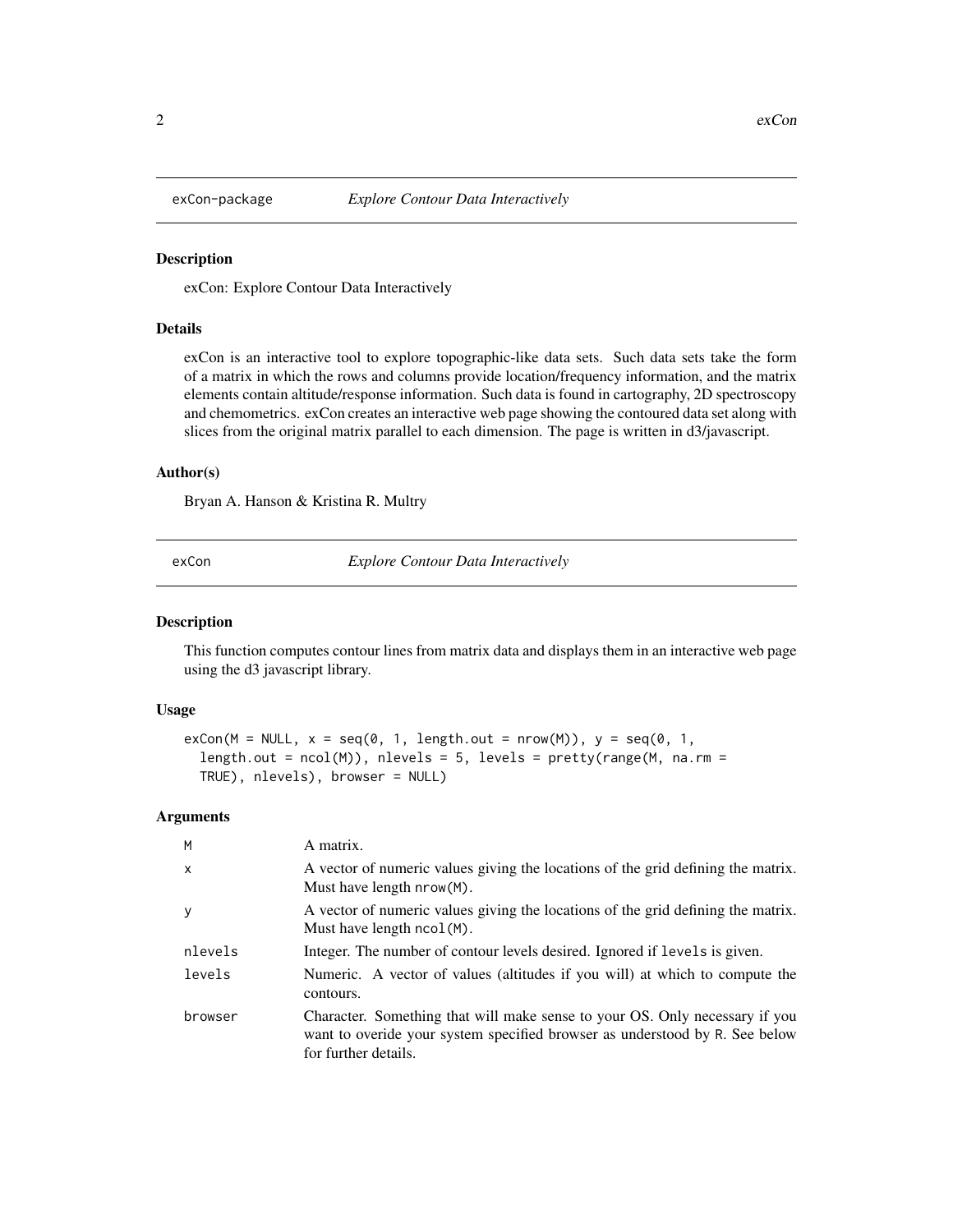## exCon-package *Explore Contour Data Interactively*

### Description

exCon: Explore Contour Data Interactively

### Details

exCon is an interactive tool to explore topographic-like data sets. Such data sets take the form of a matrix in which the rows and columns provide location/frequency information, and the matrix elements contain altitude/response information. Such data is found in cartography, 2D spectroscopy and chemometrics. exCon creates an interactive web page showing the contoured data set along with slices from the original matrix parallel to each dimension. The page is written in d3/javascript.

### Author(s)

Bryan A. Hanson & Kristina R. Multry

## exCon *Explore Contour Data Interactively*

### Description

This function computes contour lines from matrix data and displays them in an interactive web page using the d3 javascript library.

### Usage

```
exCon(M = NULL, x = seq(0, 1, length.out = nrow(M)), y = seq(0, 1,
  length.out = ncol(M)), nlevels = 5, levels = pretty(range(M, na.rm =
  TRUE), nlevels), browser = NULL)
```

### Arguments

| | |
|---|---|
| `M` | A matrix. |
| `x` | A vector of numeric values giving the locations of the grid defining the matrix. Must have length `nrow(M)`. |
| `y` | A vector of numeric values giving the locations of the grid defining the matrix. Must have length `ncol(M)`. |
| `nlevels` | Integer. The number of contour levels desired. Ignored if `levels` is given. |
| `levels` | Numeric. A vector of values (altitudes if you will) at which to compute the contours. |
| `browser` | Character. Something that will make sense to your OS. Only necessary if you want to overide your system specified browser as understood by R. See below for further details. |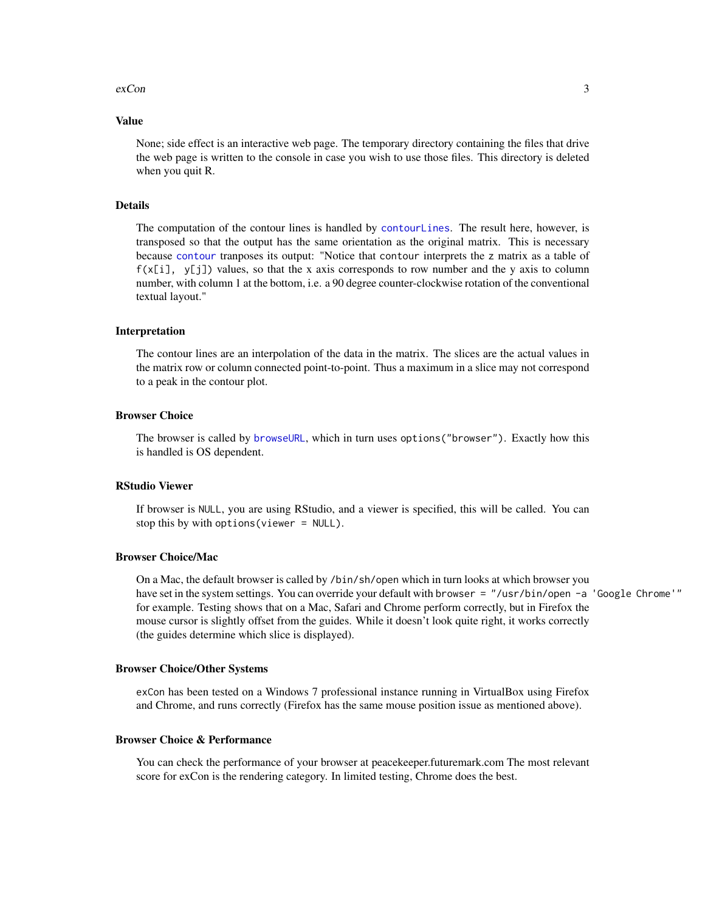### Value

None; side effect is an interactive web page. The temporary directory containing the files that drive the web page is written to the console in case you wish to use those files. This directory is deleted when you quit R.

### Details

The computation of the contour lines is handled by `contourLines`. The result here, however, is transposed so that the output has the same orientation as the original matrix. This is necessary because `contour` tranposes its output: "Notice that `contour` interprets the `z` matrix as a table of `f(x[i], y[j])` values, so that the x axis corresponds to row number and the y axis to column number, with column 1 at the bottom, i.e. a 90 degree counter-clockwise rotation of the conventional textual layout."

### Interpretation

The contour lines are an interpolation of the data in the matrix. The slices are the actual values in the matrix row or column connected point-to-point. Thus a maximum in a slice may not correspond to a peak in the contour plot.

### Browser Choice

The browser is called by `browseURL`, which in turn uses `options("browser")`. Exactly how this is handled is OS dependent.

### RStudio Viewer

If browser is `NULL`, you are using RStudio, and a viewer is specified, this will be called. You can stop this by with `options(viewer = NULL)`.

### Browser Choice/Mac

On a Mac, the default browser is called by `/bin/sh/open` which in turn looks at which browser you have set in the system settings. You can override your default with `browser = "/usr/bin/open -a 'Google Chrome'"` for example. Testing shows that on a Mac, Safari and Chrome perform correctly, but in Firefox the mouse cursor is slightly offset from the guides. While it doesn't look quite right, it works correctly (the guides determine which slice is displayed).

### Browser Choice/Other Systems

`exCon` has been tested on a Windows 7 professional instance running in VirtualBox using Firefox and Chrome, and runs correctly (Firefox has the same mouse position issue as mentioned above).

### Browser Choice & Performance

You can check the performance of your browser at peacekeeper.futuremark.com The most relevant score for exCon is the rendering category. In limited testing, Chrome does the best.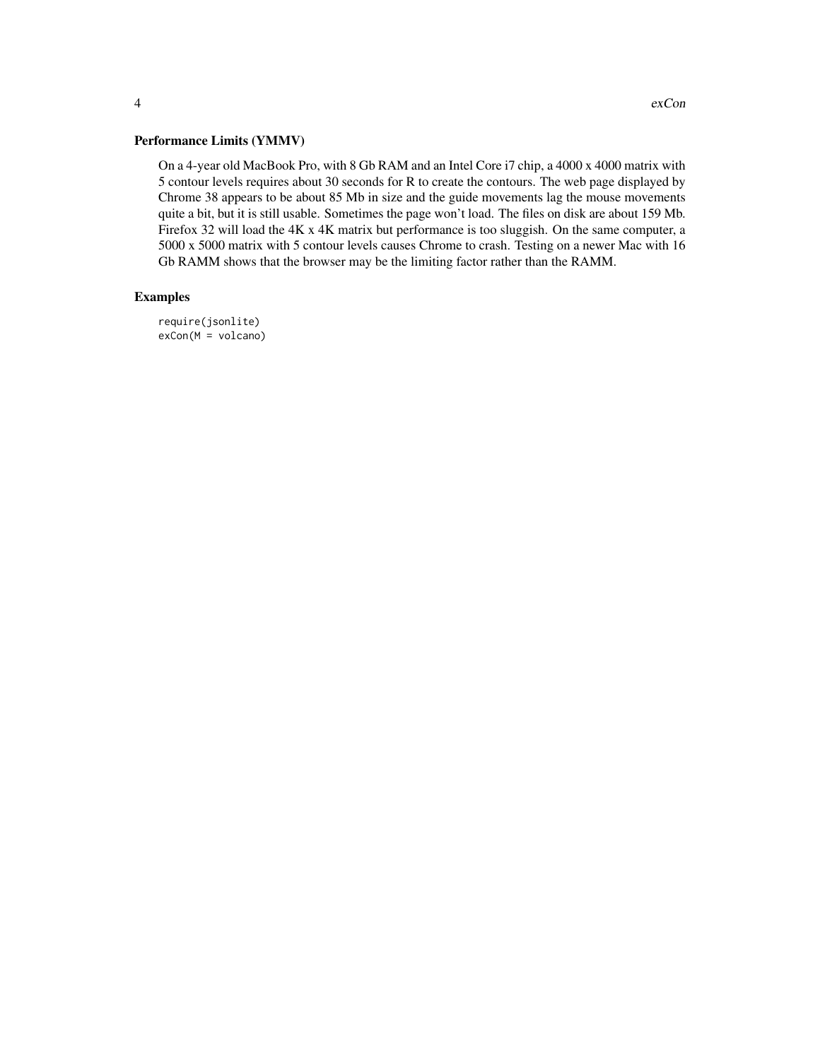### Performance Limits (YMMV)

On a 4-year old MacBook Pro, with 8 Gb RAM and an Intel Core i7 chip, a 4000 x 4000 matrix with 5 contour levels requires about 30 seconds for R to create the contours. The web page displayed by Chrome 38 appears to be about 85 Mb in size and the guide movements lag the mouse movements quite a bit, but it is still usable. Sometimes the page won't load. The files on disk are about 159 Mb. Firefox 32 will load the 4K x 4K matrix but performance is too sluggish. On the same computer, a 5000 x 5000 matrix with 5 contour levels causes Chrome to crash. Testing on a newer Mac with 16 Gb RAMM shows that the browser may be the limiting factor rather than the RAMM.

### Examples

```
require(jsonlite)
exCon(M = volcano)
```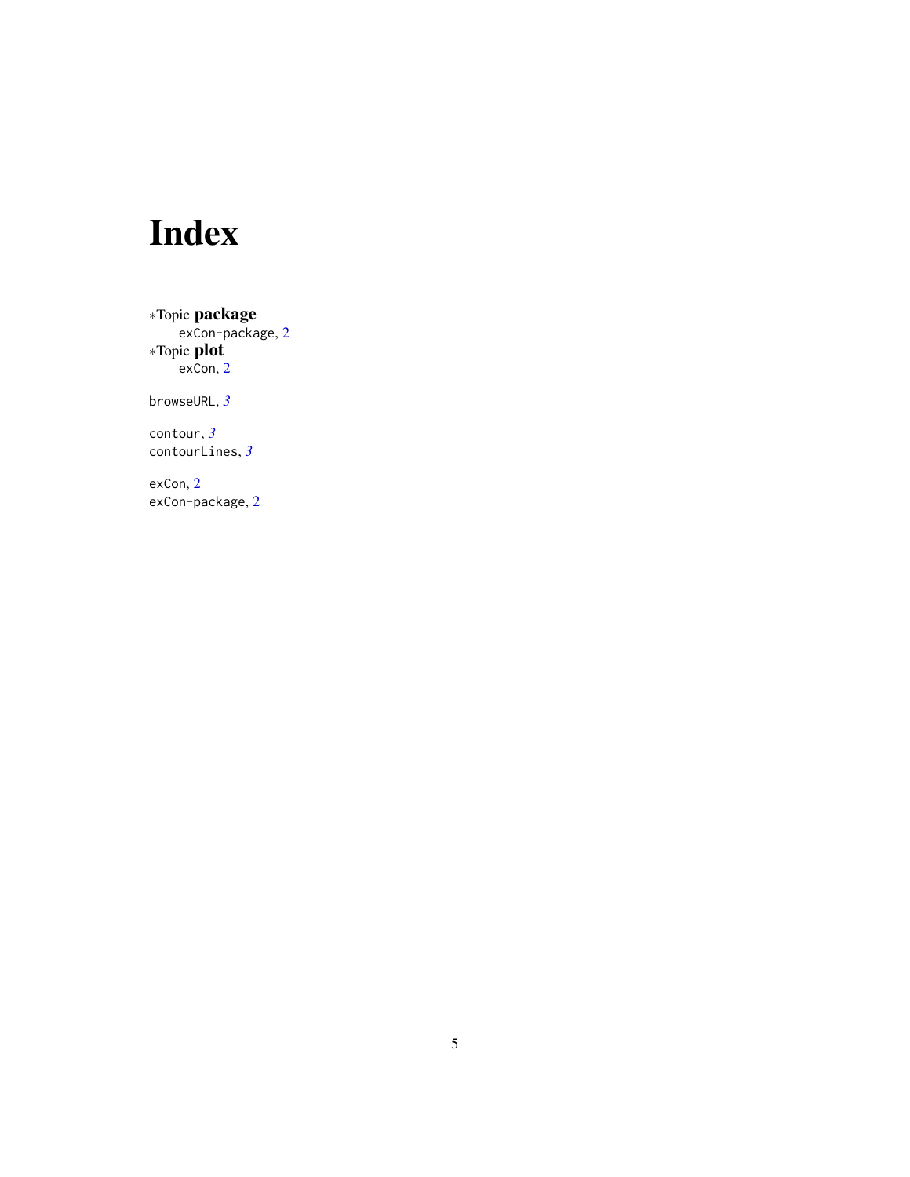# Index

*Topic **package**
  exCon-package, 2
*Topic **plot**
  exCon, 2

browseURL, *3*

contour, *3*
contourLines, *3*

exCon, 2
exCon-package, 2